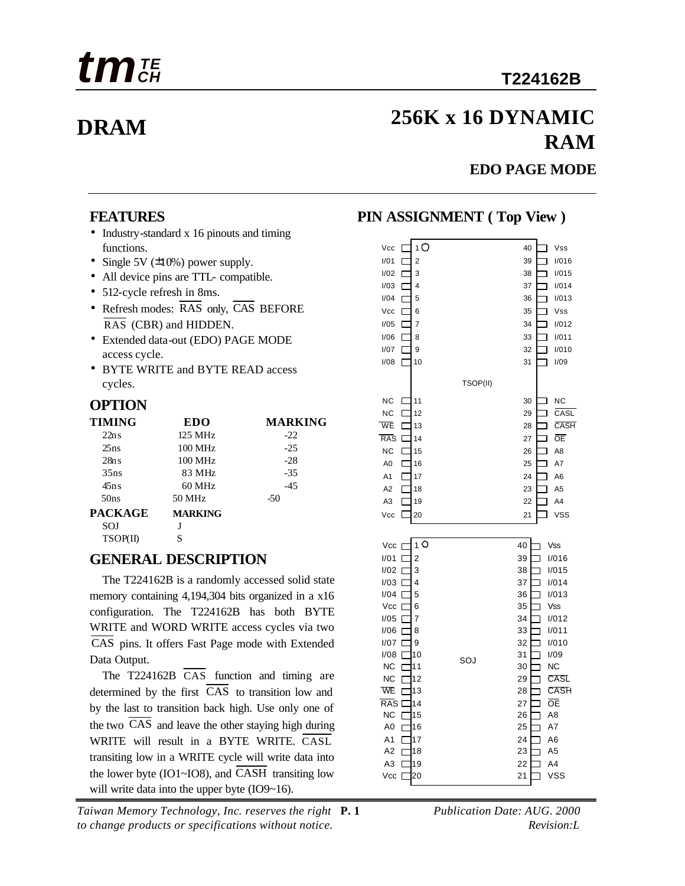# DRAM

**T224162B**

## 256K x 16 DYNAMIC RAM

### EDO PAGE MODE

## FEATURES

- Industry-standard x 16 pinouts and timing functions.
- Single 5V (±10%) power supply.
- All device pins are TTL- compatible.
- 512-cycle refresh in 8ms.
- Refresh modes: $\overline{RAS}$ only, $\overline{CAS}$ BEFORE $\overline{RAS}$ (CBR) and HIDDEN.
- Extended data-out (EDO) PAGE MODE access cycle.
- BYTE WRITE and BYTE READ access cycles.

## OPTION

| TIMING | EDO | MARKING |
|---|---|---|
| 22ns | 125 MHz | -22 |
| 25ns | 100 MHz | -25 |
| 28ns | 100 MHz | -28 |
| 35ns | 83 MHz | -35 |
| 45ns | 60 MHz | -45 |
| 50ns | 50 MHz | -50 |

| PACKAGE | MARKING |
|---|---|
| SOJ | J |
| TSOP(II) | S |

## GENERAL DESCRIPTION

The T224162B is a randomly accessed solid state memory containing 4,194,304 bits organized in a x16 configuration. The T224162B has both BYTE WRITE and WORD WRITE access cycles via two $\overline{CAS}$ pins. It offers Fast Page mode with Extended Data Output.

The T224162B $\overline{CAS}$ function and timing are determined by the first $\overline{CAS}$ to transition low and by the last to transition back high. Use only one of the two $\overline{CAS}$ and leave the other staying high during WRITE will result in a BYTE WRITE. $\overline{CASL}$ transiting low in a WRITE cycle will write data into the lower byte (IO1~IO8), and $\overline{CASH}$ transiting low will write data into the upper byte (IO9~16).

## PIN ASSIGNMENT ( Top View )

TSOP(II)

| Pin | Name | Pin | Name |
|---|---|---|---|
| 1 | Vcc | 40 | Vss |
| 2 | I/O1 | 39 | I/O16 |
| 3 | I/O2 | 38 | I/O15 |
| 4 | I/O3 | 37 | I/O14 |
| 5 | I/O4 | 36 | I/O13 |
| 6 | Vcc | 35 | Vss |
| 7 | I/O5 | 34 | I/O12 |
| 8 | I/O6 | 33 | I/O11 |
| 9 | I/O7 | 32 | I/O10 |
| 10 | I/O8 | 31 | I/O9 |
| 11 | NC | 30 | NC |
| 12 | NC | 29 | $\overline{CASL}$ |
| 13 | $\overline{WE}$ | 28 | $\overline{CASH}$ |
| 14 | $\overline{RAS}$ | 27 | $\overline{OE}$ |
| 15 | NC | 26 | A8 |
| 16 | A0 | 25 | A7 |
| 17 | A1 | 24 | A6 |
| 18 | A2 | 23 | A5 |
| 19 | A3 | 22 | A4 |
| 20 | Vcc | 21 | VSS |

SOJ

| Pin | Name | Pin | Name |
|---|---|---|---|
| 1 | Vcc | 40 | Vss |
| 2 | I/O1 | 39 | I/O16 |
| 3 | I/O2 | 38 | I/O15 |
| 4 | I/O3 | 37 | I/O14 |
| 5 | I/O4 | 36 | I/O13 |
| 6 | Vcc | 35 | Vss |
| 7 | I/O5 | 34 | I/O12 |
| 8 | I/O6 | 33 | I/O11 |
| 9 | I/O7 | 32 | I/O10 |
| 10 | I/O8 | 31 | I/O9 |
| 11 | NC | 30 | NC |
| 12 | NC | 29 | $\overline{CASL}$ |
| 13 | $\overline{WE}$ | 28 | $\overline{CASH}$ |
| 14 | $\overline{RAS}$ | 27 | $\overline{OE}$ |
| 15 | NC | 26 | A8 |
| 16 | A0 | 25 | A7 |
| 17 | A1 | 24 | A6 |
| 18 | A2 | 23 | A5 |
| 19 | A3 | 22 | A4 |
| 20 | Vcc | 21 | VSS |

*Taiwan Memory Technology, Inc. reserves the right to change products or specifications without notice.*

*Publication Date: AUG. 2000*
*Revision:L*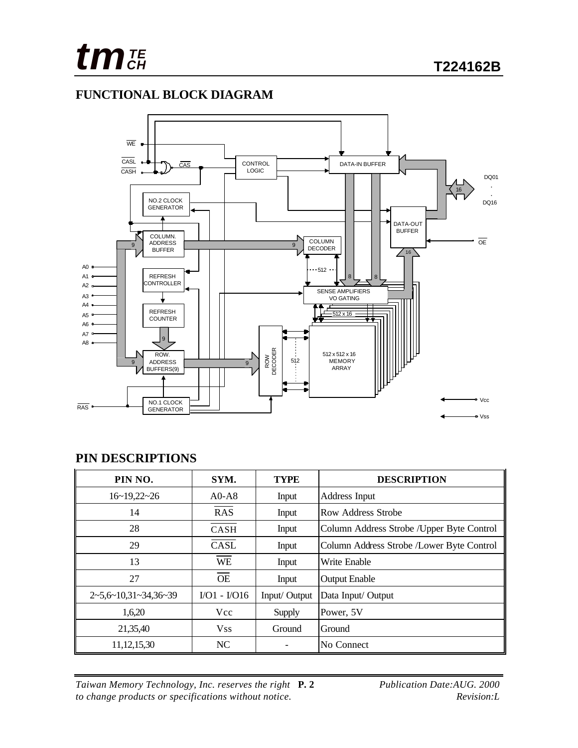## FUNCTIONAL BLOCK DIAGRAM

WE
CASL
CASH
CAS
CONTROL LOGIC
DATA-IN BUFFER
DQ01
.
.
DQ16
16
NO.2 CLOCK GENERATOR
DATA-OUT BUFFER
OE
COLUMN. ADDRESS BUFFER
9
9
COLUMN DECODER
16
A0
A1
A2
A3
A4
A5
A6
A7
A8
512
8
8
REFRESH CONTROLLER
SENSE AMPLIFIERS I/O GATING
REFRESH COUNTER
512 x 16
9
ROW. ADDRESS BUFFERS(9)
9
9
ROW DECODER
512
512 x 512 x 16 MEMORY ARRAY
RAS
NO.1 CLOCK GENERATOR
Vcc
Vss

## PIN DESCRIPTIONS

| PIN NO. | SYM. | TYPE | DESCRIPTION |
|---|---|---|---|
| 16~19,22~26 | A0-A8 | Input | Address Input |
| 14 | $\overline{RAS}$ | Input | Row Address Strobe |
| 28 | $\overline{CASH}$ | Input | Column Address Strobe /Upper Byte Control |
| 29 | $\overline{CASL}$ | Input | Column Address Strobe /Lower Byte Control |
| 13 | $\overline{WE}$ | Input | Write Enable |
| 27 | $\overline{OE}$ | Input | Output Enable |
| 2~5,6~10,31~34,36~39 | I/O1 - I/O16 | Input/ Output | Data Input/ Output |
| 1,6,20 | Vcc | Supply | Power, 5V |
| 21,35,40 | Vss | Ground | Ground |
| 11,12,15,30 | NC | - | No Connect |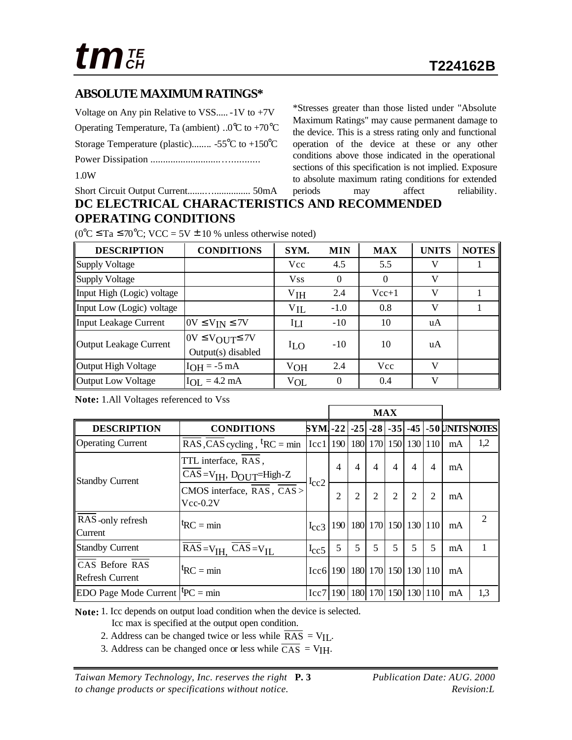## ABSOLUTE MAXIMUM RATINGS*

Voltage on Any pin Relative to VSS..... -1V to +7V

Operating Temperature, Ta (ambient) ..0℃ to +70℃

Storage Temperature (plastic)........ -55℃ to +150℃

Power Dissipation .......................................... 1.0W

Short Circuit Output Current....................... 50mA

*Stresses greater than those listed under "Absolute Maximum Ratings" may cause permanent damage to the device. This is a stress rating only and functional operation of the device at these or any other conditions above those indicated in the operational sections of this specification is not implied. Exposure to absolute maximum rating conditions for extended periods may affect reliability.

## DC ELECTRICAL CHARACTERISTICS AND RECOMMENDED OPERATING CONDITIONS

(0℃ ≤ Ta ≤ 70℃; VCC = 5V ± 10 % unless otherwise noted)

| DESCRIPTION | CONDITIONS | SYM. | MIN | MAX | UNITS | NOTES |
|---|---|---|---|---|---|---|
| Supply Voltage | | Vcc | 4.5 | 5.5 | V | 1 |
| Supply Voltage | | Vss | 0 | 0 | V | |
| Input High (Logic) voltage | | $V_{IH}$ | 2.4 | Vcc+1 | V | 1 |
| Input Low (Logic) voltage | | $V_{IL}$ | -1.0 | 0.8 | V | 1 |
| Input Leakage Current | $0V \le V_{IN} \le 7V$ | $I_{LI}$ | -10 | 10 | uA | |
| Output Leakage Current | $0V \le V_{OUT} \le 7V$ Output(s) disabled | $I_{LO}$ | -10 | 10 | uA | |
| Output High Voltage | $I_{OH}$ = -5 mA | $V_{OH}$ | 2.4 | Vcc | V | |
| Output Low Voltage | $I_{OL}$ = 4.2 mA | $V_{OL}$ | 0 | 0.4 | V | |

**Note:** 1.All Voltages referenced to Vss

| | | | MAX | | | | | | | |
|---|---|---|---|---|---|---|---|---|---|---|
| **DESCRIPTION** | **CONDITIONS** | **SYM.** | **-22** | **-25** | **-28** | **-35** | **-45** | **-50** | **UNITS** | **NOTES** |
| Operating Current | $\overline{RAS}$, $\overline{CAS}$ cycling , $t_{RC}$ = min | Icc1 | 190 | 180 | 170 | 150 | 130 | 110 | mA | 1,2 |
| Standby Current | TTL interface, $\overline{RAS}$, $\overline{CAS}$=$V_{IH}$, $D_{OUT}$=High-Z | $I_{cc2}$ | 4 | 4 | 4 | 4 | 4 | 4 | mA | |
| | CMOS interface, $\overline{RAS}$, $\overline{CAS}$ > Vcc-0.2V | | 2 | 2 | 2 | 2 | 2 | 2 | mA | |
| $\overline{RAS}$-only refresh Current | $t_{RC}$ = min | $I_{cc3}$ | 190 | 180 | 170 | 150 | 130 | 110 | mA | 2 |
| Standby Current | $\overline{RAS}$=$V_{IH}$, $\overline{CAS}$=$V_{IL}$ | $I_{cc5}$ | 5 | 5 | 5 | 5 | 5 | 5 | mA | 1 |
| $\overline{CAS}$ Before $\overline{RAS}$ Refresh Current | $t_{RC}$ = min | Icc6 | 190 | 180 | 170 | 150 | 130 | 110 | mA | |
| EDO Page Mode Current | $t_{PC}$ = min | Icc7 | 190 | 180 | 170 | 150 | 130 | 110 | mA | 1,3 |

**Note:** 1. Icc depends on output load condition when the device is selected. Icc max is specified at the output open condition.

2. Address can be changed twice or less while $\overline{RAS}$ = $V_{IL}$.

3. Address can be changed once or less while $\overline{CAS}$ = $V_{IH}$.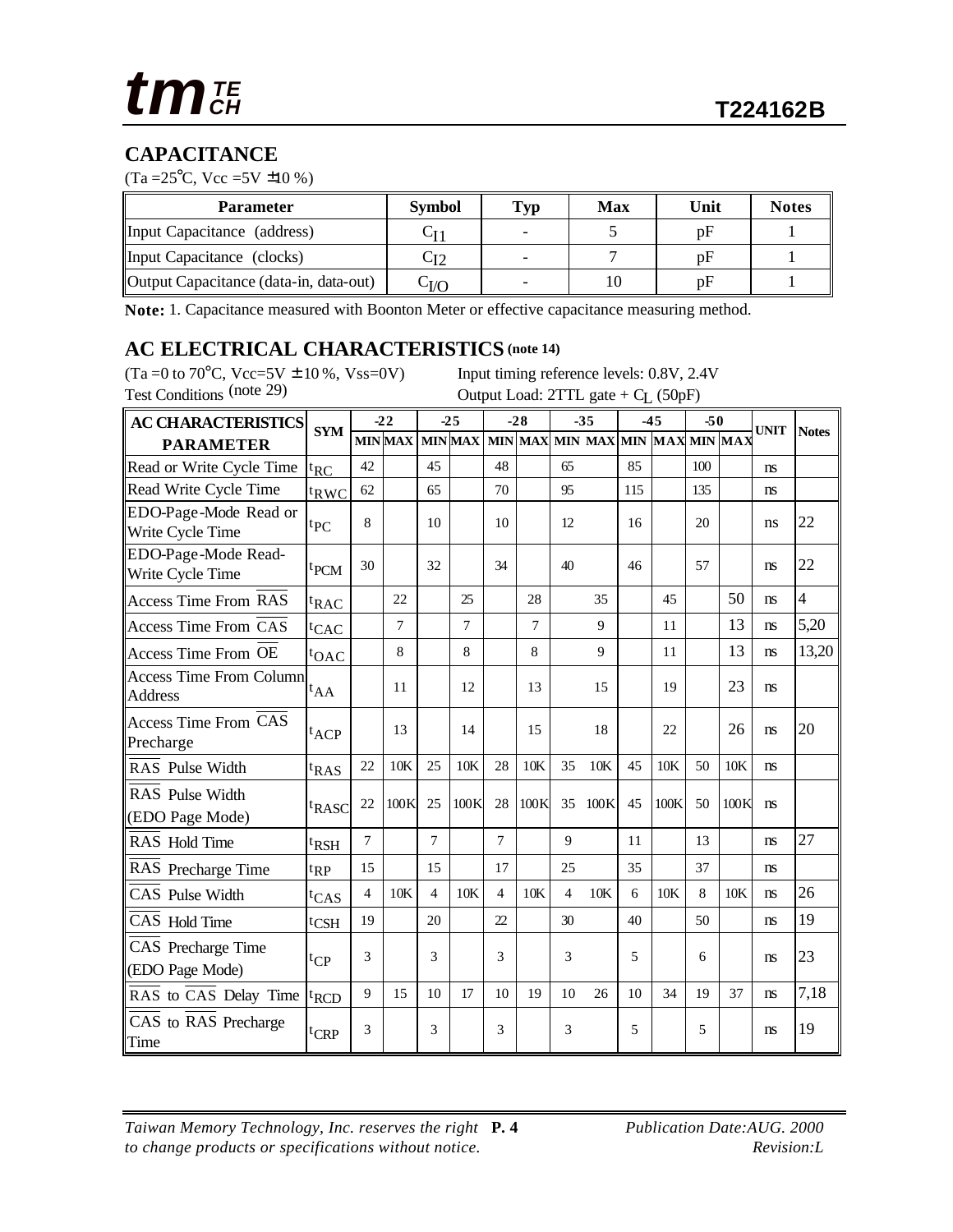## CAPACITANCE

(Ta =25°C, Vcc =5V ±10 %)

| Parameter | Symbol | Typ | Max | Unit | Notes |
|---|---|---|---|---|---|
| Input Capacitance (address) | $C_{I1}$ | - | 5 | pF | 1 |
| Input Capacitance (clocks) | $C_{I2}$ | - | 7 | pF | 1 |
| Output Capacitance (data-in, data-out) | $C_{I/O}$ | - | 10 | pF | 1 |

**Note:** 1. Capacitance measured with Boonton Meter or effective capacitance measuring method.

## AC ELECTRICAL CHARACTERISTICS (note 14)

(Ta =0 to 70°C, Vcc=5V ± 10 %, Vss=0V)
Test Conditions (note 29)

Input timing reference levels: 0.8V, 2.4V
Output Load: 2TTL gate + $C_L$ (50pF)

| AC CHARACTERISTICS PARAMETER | SYM | -22 | | -25 | | -28 | | -35 | | -45 | | -50 | | UNIT | Notes |
|---|---|---|---|---|---|---|---|---|---|---|---|---|---|---|---|
| | | MIN | MAX | MIN | MAX | MIN | MAX | MIN | MAX | MIN | MAX | MIN | MAX | | |
| Read or Write Cycle Time | $t_{RC}$ | 42 | | 45 | | 48 | | 65 | | 85 | | 100 | | ns | |
| Read Write Cycle Time | $t_{RWC}$ | 62 | | 65 | | 70 | | 95 | | 115 | | 135 | | ns | |
| EDO-Page-Mode Read or Write Cycle Time | $t_{PC}$ | 8 | | 10 | | 10 | | 12 | | 16 | | 20 | | ns | 22 |
| EDO-Page-Mode Read-Write Cycle Time | $t_{PCM}$ | 30 | | 32 | | 34 | | 40 | | 46 | | 57 | | ns | 22 |
| Access Time From $\overline{RAS}$ | $t_{RAC}$ | | 22 | | 25 | | 28 | | 35 | | 45 | | 50 | ns | 4 |
| Access Time From $\overline{CAS}$ | $t_{CAC}$ | | 7 | | 7 | | 7 | | 9 | | 11 | | 13 | ns | 5,20 |
| Access Time From $\overline{OE}$ | $t_{OAC}$ | | 8 | | 8 | | 8 | | 9 | | 11 | | 13 | ns | 13,20 |
| Access Time From Column Address | $t_{AA}$ | | 11 | | 12 | | 13 | | 15 | | 19 | | 23 | ns | |
| Access Time From $\overline{CAS}$ Precharge | $t_{ACP}$ | | 13 | | 14 | | 15 | | 18 | | 22 | | 26 | ns | 20 |
| $\overline{RAS}$ Pulse Width | $t_{RAS}$ | 22 | 10K | 25 | 10K | 28 | 10K | 35 | 10K | 45 | 10K | 50 | 10K | ns | |
| $\overline{RAS}$ Pulse Width (EDO Page Mode) | $t_{RASC}$ | 22 | 100K | 25 | 100K | 28 | 100K | 35 | 100K | 45 | 100K | 50 | 100K | ns | |
| $\overline{RAS}$ Hold Time | $t_{RSH}$ | 7 | | 7 | | 7 | | 9 | | 11 | | 13 | | ns | 27 |
| $\overline{RAS}$ Precharge Time | $t_{RP}$ | 15 | | 15 | | 17 | | 25 | | 35 | | 37 | | ns | |
| $\overline{CAS}$ Pulse Width | $t_{CAS}$ | 4 | 10K | 4 | 10K | 4 | 10K | 4 | 10K | 6 | 10K | 8 | 10K | ns | 26 |
| $\overline{CAS}$ Hold Time | $t_{CSH}$ | 19 | | 20 | | 22 | | 30 | | 40 | | 50 | | ns | 19 |
| $\overline{CAS}$ Precharge Time (EDO Page Mode) | $t_{CP}$ | 3 | | 3 | | 3 | | 3 | | 5 | | 6 | | ns | 23 |
| $\overline{RAS}$ to $\overline{CAS}$ Delay Time | $t_{RCD}$ | 9 | 15 | 10 | 17 | 10 | 19 | 10 | 26 | 10 | 34 | 19 | 37 | ns | 7,18 |
| $\overline{CAS}$ to $\overline{RAS}$ Precharge Time | $t_{CRP}$ | 3 | | 3 | | 3 | | 3 | | 5 | | 5 | | ns | 19 |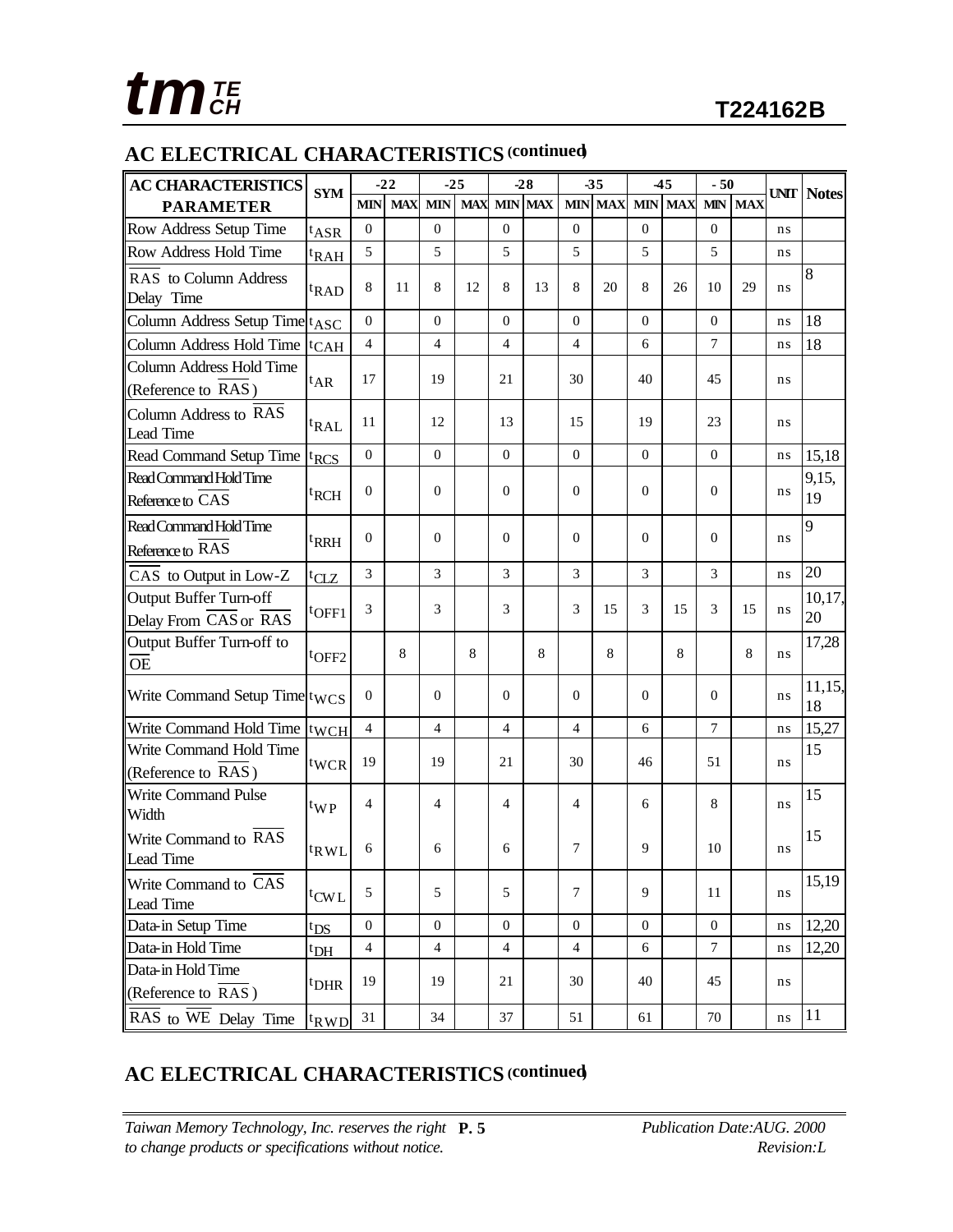## AC ELECTRICAL CHARACTERISTICS (continued)

| AC CHARACTERISTICS PARAMETER | SYM | -22 | | -25 | | -28 | | -35 | | -45 | | - 50 | | UNIT | Notes |
|---|---|---|---|---|---|---|---|---|---|---|---|---|---|---|---|
| | | MIN | MAX | MIN | MAX | MIN | MAX | MIN | MAX | MIN | MAX | MIN | MAX | | |
| Row Address Setup Time | $t_{ASR}$ | 0 | | 0 | | 0 | | 0 | | 0 | | 0 | | ns | |
| Row Address Hold Time | $t_{RAH}$ | 5 | | 5 | | 5 | | 5 | | 5 | | 5 | | ns | |
| $\overline{RAS}$ to Column Address Delay Time | $t_{RAD}$ | 8 | 11 | 8 | 12 | 8 | 13 | 8 | 20 | 8 | 26 | 10 | 29 | ns | 8 |
| Column Address Setup Time | $t_{ASC}$ | 0 | | 0 | | 0 | | 0 | | 0 | | 0 | | ns | 18 |
| Column Address Hold Time | $t_{CAH}$ | 4 | | 4 | | 4 | | 4 | | 6 | | 7 | | ns | 18 |
| Column Address Hold Time (Reference to $\overline{RAS}$) | $t_{AR}$ | 17 | | 19 | | 21 | | 30 | | 40 | | 45 | | ns | |
| Column Address to $\overline{RAS}$ Lead Time | $t_{RAL}$ | 11 | | 12 | | 13 | | 15 | | 19 | | 23 | | ns | |
| Read Command Setup Time | $t_{RCS}$ | 0 | | 0 | | 0 | | 0 | | 0 | | 0 | | ns | 15,18 |
| Read Command Hold Time Reference to $\overline{CAS}$ | $t_{RCH}$ | 0 | | 0 | | 0 | | 0 | | 0 | | 0 | | ns | 9,15, 19 |
| Read Command Hold Time Reference to $\overline{RAS}$ | $t_{RRH}$ | 0 | | 0 | | 0 | | 0 | | 0 | | 0 | | ns | 9 |
| $\overline{CAS}$ to Output in Low-Z | $t_{CLZ}$ | 3 | | 3 | | 3 | | 3 | | 3 | | 3 | | ns | 20 |
| Output Buffer Turn-off Delay From $\overline{CAS}$ or $\overline{RAS}$ | $t_{OFF1}$ | 3 | | 3 | | 3 | | 3 | 15 | 3 | 15 | 3 | 15 | ns | 10,17, 20 |
| Output Buffer Turn-off to $\overline{OE}$ | $t_{OFF2}$ | | 8 | | 8 | | 8 | | 8 | | 8 | | 8 | ns | 17,28 |
| Write Command Setup Time | $t_{WCS}$ | 0 | | 0 | | 0 | | 0 | | 0 | | 0 | | ns | 11,15, 18 |
| Write Command Hold Time | $t_{WCH}$ | 4 | | 4 | | 4 | | 4 | | 6 | | 7 | | ns | 15,27 |
| Write Command Hold Time (Reference to $\overline{RAS}$) | $t_{WCR}$ | 19 | | 19 | | 21 | | 30 | | 46 | | 51 | | ns | 15 |
| Write Command Pulse Width | $t_{WP}$ | 4 | | 4 | | 4 | | 4 | | 6 | | 8 | | ns | 15 |
| Write Command to $\overline{RAS}$ Lead Time | $t_{RWL}$ | 6 | | 6 | | 6 | | 7 | | 9 | | 10 | | ns | 15 |
| Write Command to $\overline{CAS}$ Lead Time | $t_{CWL}$ | 5 | | 5 | | 5 | | 7 | | 9 | | 11 | | ns | 15,19 |
| Data-in Setup Time | $t_{DS}$ | 0 | | 0 | | 0 | | 0 | | 0 | | 0 | | ns | 12,20 |
| Data-in Hold Time | $t_{DH}$ | 4 | | 4 | | 4 | | 4 | | 6 | | 7 | | ns | 12,20 |
| Data-in Hold Time (Reference to $\overline{RAS}$) | $t_{DHR}$ | 19 | | 19 | | 21 | | 30 | | 40 | | 45 | | ns | |
| $\overline{RAS}$ to $\overline{WE}$ Delay Time | $t_{RWD}$ | 31 | | 34 | | 37 | | 51 | | 61 | | 70 | | ns | 11 |

## AC ELECTRICAL CHARACTERISTICS (continued)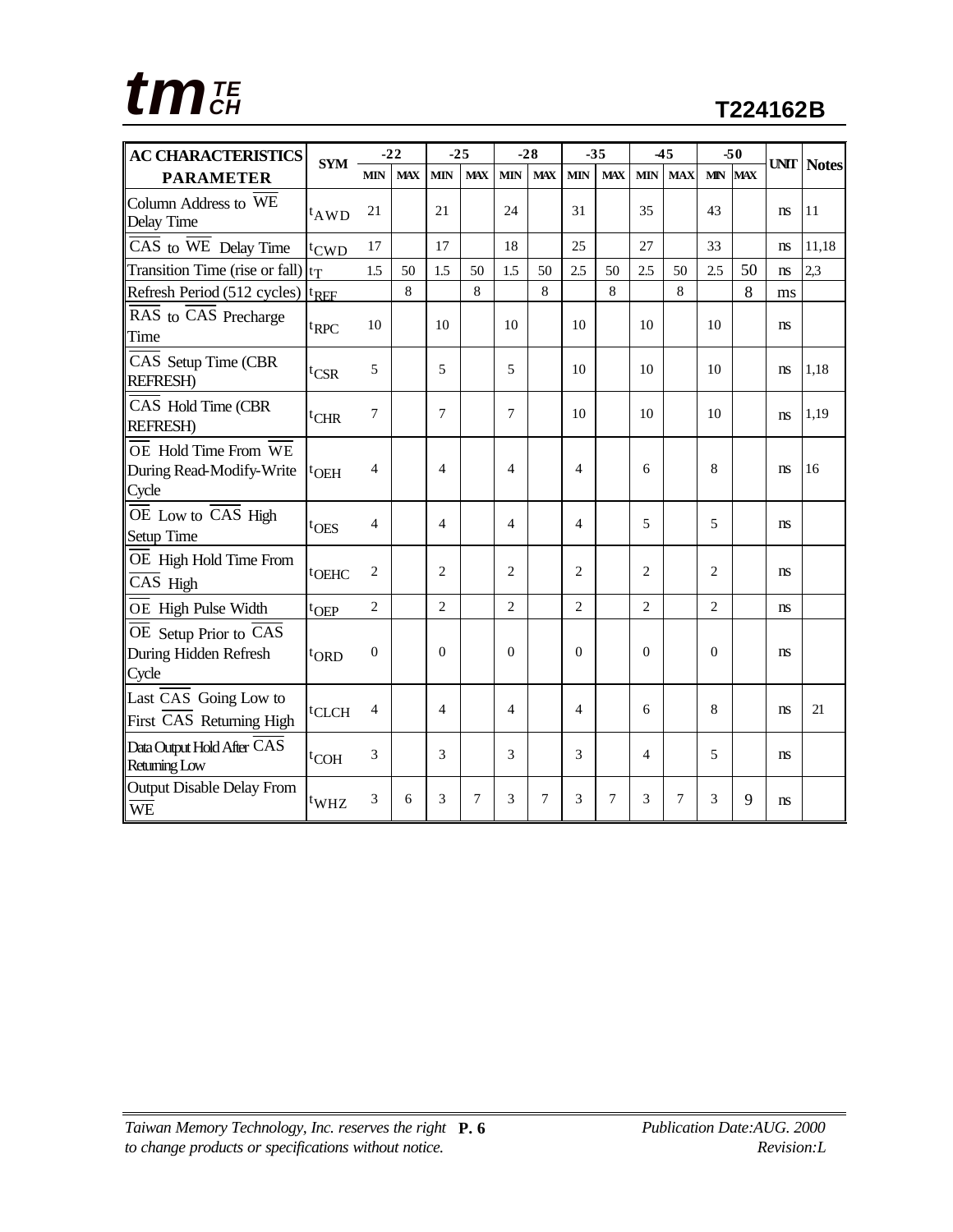| AC CHARACTERISTICS PARAMETER | SYM | -22 | | -25 | | -28 | | -35 | | -45 | | -50 | | UNIT | Notes |
|---|---|---|---|---|---|---|---|---|---|---|---|---|---|---|---|
| | | MIN | MAX | MIN | MAX | MIN | MAX | MIN | MAX | MIN | MAX | MIN | MAX | | |
| Column Address to $\overline{WE}$ Delay Time | $t_{AWD}$ | 21 | | 21 | | 24 | | 31 | | 35 | | 43 | | ns | 11 |
| $\overline{CAS}$ to $\overline{WE}$ Delay Time | $t_{CWD}$ | 17 | | 17 | | 18 | | 25 | | 27 | | 33 | | ns | 11,18 |
| Transition Time (rise or fall) | $t_T$ | 1.5 | 50 | 1.5 | 50 | 1.5 | 50 | 2.5 | 50 | 2.5 | 50 | 2.5 | 50 | ns | 2,3 |
| Refresh Period (512 cycles) | $t_{REF}$ | | 8 | | 8 | | 8 | | 8 | | 8 | | 8 | ms | |
| $\overline{RAS}$ to $\overline{CAS}$ Precharge Time | $t_{RPC}$ | 10 | | 10 | | 10 | | 10 | | 10 | | 10 | | ns | |
| $\overline{CAS}$ Setup Time (CBR REFRESH) | $t_{CSR}$ | 5 | | 5 | | 5 | | 10 | | 10 | | 10 | | ns | 1,18 |
| $\overline{CAS}$ Hold Time (CBR REFRESH) | $t_{CHR}$ | 7 | | 7 | | 7 | | 10 | | 10 | | 10 | | ns | 1,19 |
| $\overline{OE}$ Hold Time From $\overline{WE}$ During Read-Modify-Write Cycle | $t_{OEH}$ | 4 | | 4 | | 4 | | 4 | | 6 | | 8 | | ns | 16 |
| $\overline{OE}$ Low to $\overline{CAS}$ High Setup Time | $t_{OES}$ | 4 | | 4 | | 4 | | 4 | | 5 | | 5 | | ns | |
| $\overline{OE}$ High Hold Time From $\overline{CAS}$ High | $t_{OEHC}$ | 2 | | 2 | | 2 | | 2 | | 2 | | 2 | | ns | |
| $\overline{OE}$ High Pulse Width | $t_{OEP}$ | 2 | | 2 | | 2 | | 2 | | 2 | | 2 | | ns | |
| $\overline{OE}$ Setup Prior to $\overline{CAS}$ During Hidden Refresh Cycle | $t_{ORD}$ | 0 | | 0 | | 0 | | 0 | | 0 | | 0 | | ns | |
| Last $\overline{CAS}$ Going Low to First $\overline{CAS}$ Returning High | $t_{CLCH}$ | 4 | | 4 | | 4 | | 4 | | 6 | | 8 | | ns | 21 |
| Data Output Hold After $\overline{CAS}$ Returning Low | $t_{COH}$ | 3 | | 3 | | 3 | | 3 | | 4 | | 5 | | ns | |
| Output Disable Delay From $\overline{WE}$ | $t_{WHZ}$ | 3 | 6 | 3 | 7 | 3 | 7 | 3 | 7 | 3 | 7 | 3 | 9 | ns | |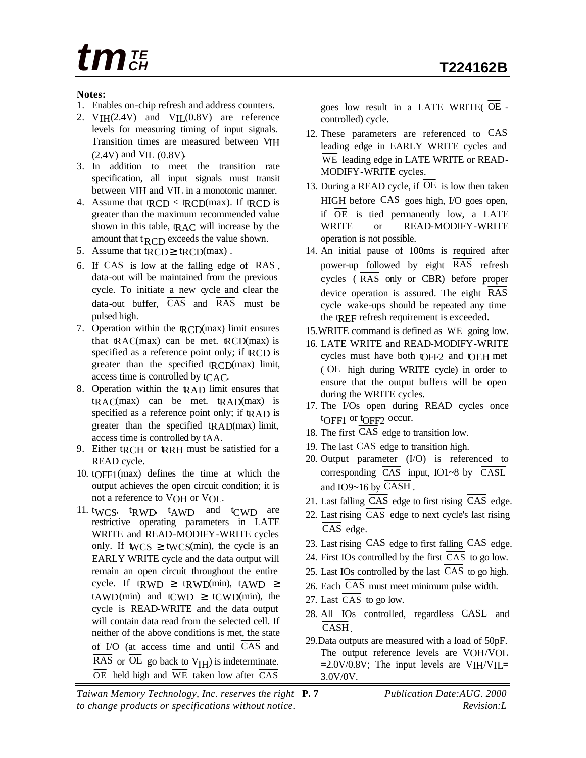**Notes:**

1. Enables on-chip refresh and address counters.
2. $V_{IH}$(2.4V) and $V_{IL}$(0.8V) are reference levels for measuring timing of input signals. Transition times are measured between $V_{IH}$ (2.4V) and $V_{IL}$ (0.8V).
3. In addition to meet the transition rate specification, all input signals must transit between $V_{IH}$ and $V_{IL}$ in a monotonic manner.
4. Assume that $t_{RCD} < t_{RCD}$(max). If $t_{RCD}$ is greater than the maximum recommended value shown in this table, $t_{RAC}$ will increase by the amount that $t_{RCD}$ exceeds the value shown.
5. Assume that $t_{RCD} \geq t_{RCD}$(max) .
6. If $\overline{CAS}$ is low at the falling edge of $\overline{RAS}$, data-out will be maintained from the previous cycle. To initiate a new cycle and clear the data-out buffer, $\overline{CAS}$ and $\overline{RAS}$ must be pulsed high.
7. Operation within the $t_{RCD}$(max) limit ensures that $t_{RAC}$(max) can be met. $t_{RCD}$(max) is specified as a reference point only; if $t_{RCD}$ is greater than the specified $t_{RCD}$(max) limit, access time is controlled by $t_{CAC}$.
8. Operation within the $t_{RAD}$ limit ensures that $t_{RAC}$(max) can be met. $t_{RAD}$(max) is specified as a reference point only; if $t_{RAD}$ is greater than the specified $t_{RAD}$(max) limit, access time is controlled by $t_{AA}$.
9. Either $t_{RCH}$ or $t_{RRH}$ must be satisfied for a READ cycle.
10. $t_{OFF1}$(max) defines the time at which the output achieves the open circuit condition; it is not a reference to $V_{OH}$ or $V_{OL}$.
11. $t_{WCS}$, $t_{RWD}$, $t_{AWD}$ and $t_{CWD}$ are restrictive operating parameters in LATE WRITE and READ-MODIFY-WRITE cycles only. If $t_{WCS} \geq t_{WCS}$(min), the cycle is an EARLY WRITE cycle and the data output will remain an open circuit throughout the entire cycle. If $t_{RWD} \geq t_{RWD}$(min), $t_{AWD} \geq t_{AWD}$(min) and $t_{CWD} \geq t_{CWD}$(min), the cycle is READ-WRITE and the data output will contain data read from the selected cell. If neither of the above conditions is met, the state of I/O (at access time and until $\overline{CAS}$ and $\overline{RAS}$ or $\overline{OE}$ go back to $V_{IH}$) is indeterminate. $\overline{OE}$ held high and $\overline{WE}$ taken low after $\overline{CAS}$ goes low result in a LATE WRITE( $\overline{OE}$ -controlled) cycle.
12. These parameters are referenced to $\overline{CAS}$ leading edge in EARLY WRITE cycles and $\overline{WE}$ leading edge in LATE WRITE or READ-MODIFY-WRITE cycles.
13. During a READ cycle, if $\overline{OE}$ is low then taken HIGH before $\overline{CAS}$ goes high, I/O goes open, if $\overline{OE}$ is tied permanently low, a LATE WRITE or READ-MODIFY-WRITE operation is not possible.
14. An initial pause of 100ms is required after power-up followed by eight $\overline{RAS}$ refresh cycles ( $\overline{RAS}$ only or CBR) before proper device operation is assured. The eight $\overline{RAS}$ cycle wake-ups should be repeated any time the $t_{REF}$ refresh requirement is exceeded.
15. WRITE command is defined as $\overline{WE}$ going low.
16. LATE WRITE and READ-MODIFY-WRITE cycles must have both $t_{OFF2}$ and $t_{OEH}$ met ( $\overline{OE}$ high during WRITE cycle) in order to ensure that the output buffers will be open during the WRITE cycles.
17. The I/Os open during READ cycles once $t_{OFF1}$ or $t_{OFF2}$ occur.
18. The first $\overline{CAS}$ edge to transition low.
19. The last $\overline{CAS}$ edge to transition high.
20. Output parameter (I/O) is referenced to corresponding $\overline{CAS}$ input, IO1~8 by $\overline{CASL}$ and IO9~16 by $\overline{CASH}$.
21. Last falling $\overline{CAS}$ edge to first rising $\overline{CAS}$ edge.
22. Last rising $\overline{CAS}$ edge to next cycle's last rising $\overline{CAS}$ edge.
23. Last rising $\overline{CAS}$ edge to first falling $\overline{CAS}$ edge.
24. First IOs controlled by the first $\overline{CAS}$ to go low.
25. Last IOs controlled by the last $\overline{CAS}$ to go high.
26. Each $\overline{CAS}$ must meet minimum pulse width.
27. Last $\overline{CAS}$ to go low.
28. All IOs controlled, regardless $\overline{CASL}$ and $\overline{CASH}$.
29. Data outputs are measured with a load of 50pF. The output reference levels are $V_{OH}/V_{OL}$ =2.0V/0.8V; The input levels are $V_{IH}/V_{IL}$= 3.0V/0V.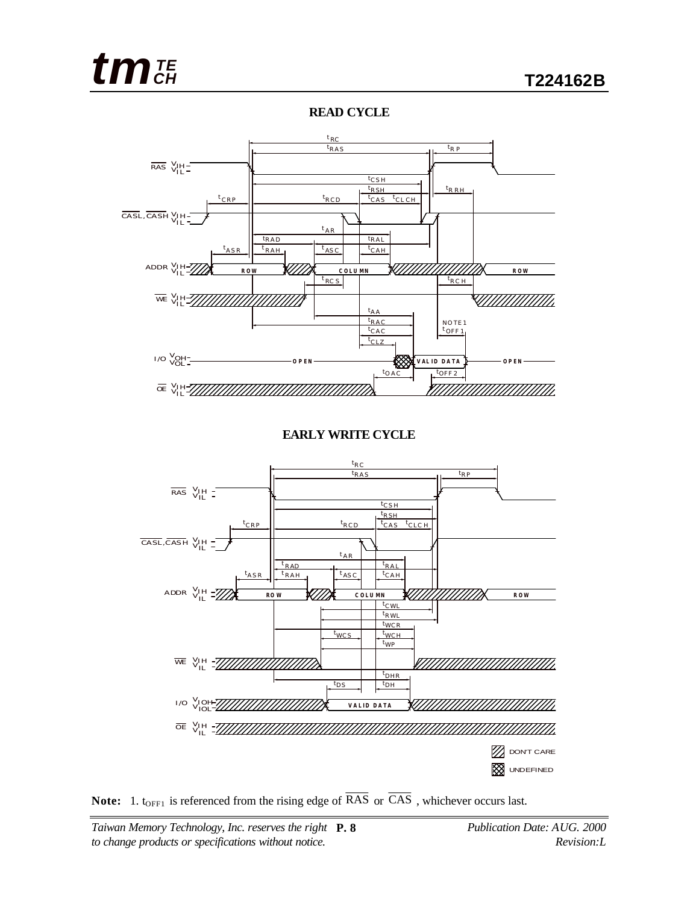## READ CYCLE

t RC
t RAS
t RP
RAS VIH VIL
t CSH
t RSH
t RRH
t CRP
t RCD
t CAS
t CLCH
CASL, CASH VIH VIL
t AR
t RAD
t RAL
t ASR
t RAH
t ASC
t CAH
ADDR VIH VIL
ROW
COLUMN
ROW
t RCS
t RCH
WE VIH VIL
t AA
t RAC
NOTE 1
t OFF1
t CAC
t CLZ
I/O VOH VOL
OPEN
VALID DATA
OPEN
t OAC
t OFF2
OE VIH VIL

## EARLY WRITE CYCLE

t RC
t RAS
t RP
RAS VIH VIL
t CSH
t RSH
t CRP
t RCD
t CAS
t CLCH
CASL,CASH VIH VIL
t AR
t RAD
t RAL
t ASR
t RAH
t ASC
t CAH
ADDR VIH VIL
ROW
COLUMN
ROW
t CWL
t RWL
t WCR
t WCS
t WCH
t WP
WE VIH VIL
t DHR
t DS
t DH
I/O VIOH VIOL
VALID DATA
OE VIH VIL

DON'T CARE
UNDEFINED

**Note:** 1. $t_{OFF1}$ is referenced from the rising edge of $\overline{RAS}$ or $\overline{CAS}$ , whichever occurs last.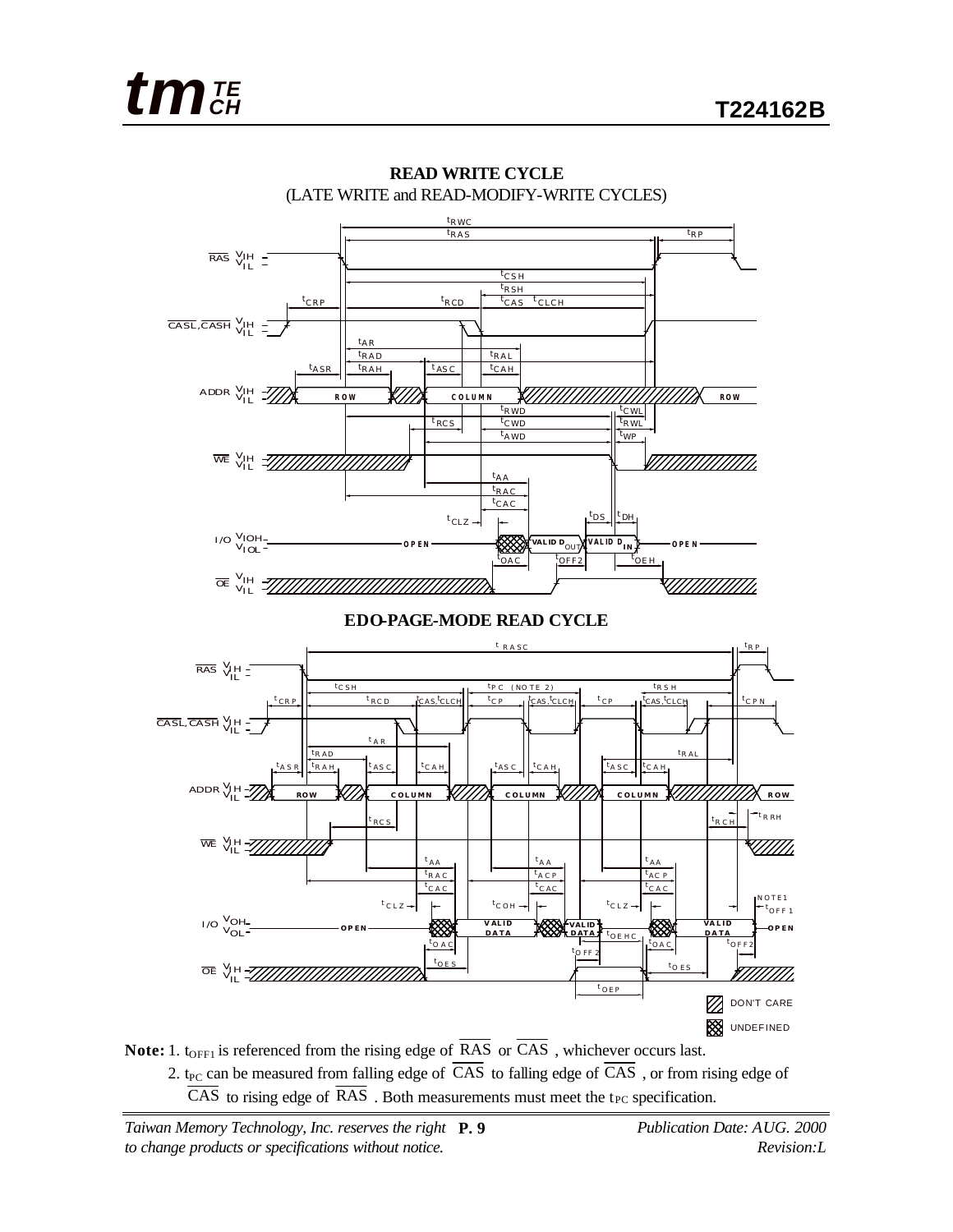**READ WRITE CYCLE**

(LATE WRITE and READ-MODIFY-WRITE CYCLES)

$t_{RWC}$
$t_{RAS}$
$t_{RP}$
$\overline{RAS}$ $V_{IH}$ $V_{IL}$
$t_{CSH}$
$t_{RSH}$
$t_{CRP}$
$t_{RCD}$
$t_{CAS}$ $t_{CLCH}$
$\overline{CASL}, \overline{CASH}$ $V_{IH}$ $V_{IL}$
$t_{AR}$
$t_{RAD}$
$t_{RAL}$
$t_{ASR}$
$t_{RAH}$
$t_{ASC}$
$t_{CAH}$
ADDR $V_{IH}$ $V_{IL}$
ROW
COLUMN
ROW
$t_{RWD}$
$t_{CWL}$
$t_{RCS}$
$t_{CWD}$
$t_{RWL}$
$t_{AWD}$
$t_{WP}$
$\overline{WE}$ $V_{IH}$ $V_{IL}$
$t_{AA}$
$t_{RAC}$
$t_{CAC}$
$t_{CLZ}$
$t_{DS}$
$t_{DH}$
I/O $V_{IOH}$ $V_{IOL}$
OPEN
VALID $D_{OUT}$
VALID $D_{IN}$
OPEN
$t_{OAC}$
$t_{OFF2}$
$t_{OEH}$
$\overline{OE}$ $V_{IH}$ $V_{IL}$

**EDO-PAGE-MODE READ CYCLE**

$t_{RASC}$
$t_{RP}$
$\overline{RAS}$ $V_{IH}$ $V_{IL}$
$t_{CSH}$
$t_{PC}$ (NOTE 2)
$t_{RSH}$
$t_{CRP}$
$t_{RCD}$
$t_{CAS}, t_{CLCH}$
$t_{CP}$
$t_{CAS}, t_{CLCH}$
$t_{CP}$
$t_{CAS}, t_{CLCH}$
$t_{CPN}$
$\overline{CASL}, \overline{CASH}$ $V_{IH}$ $V_{IL}$
$t_{AR}$
$t_{RAD}$
$t_{RAL}$
$t_{ASR}$
$t_{RAH}$
$t_{ASC}$
$t_{CAH}$
$t_{ASC}$
$t_{CAH}$
$t_{ASC}$
$t_{CAH}$
ADDR $V_{IH}$ $V_{IL}$
ROW
COLUMN
COLUMN
COLUMN
ROW
$t_{RCS}$
$t_{RCH}$
$t_{RRH}$
$\overline{WE}$ $V_{IH}$ $V_{IL}$
$t_{AA}$
$t_{RAC}$
$t_{CAC}$
$t_{AA}$
$t_{ACP}$
$t_{CAC}$
$t_{AA}$
$t_{ACP}$
$t_{CAC}$
NOTE1
$t_{OFF1}$
$t_{CLZ}$
$t_{COH}$
$t_{CLZ}$
I/O $V_{OH}$ $V_{OL}$
OPEN
VALID DATA
VALID DATA
VALID DATA
OPEN
$t_{OAC}$
$t_{OEHC}$
$t_{OAC}$
$t_{OFF2}$
$t_{OFF2}$
$t_{OES}$
$t_{OES}$
$\overline{OE}$ $V_{IH}$ $V_{IL}$
$t_{OEP}$

DON'T CARE
UNDEFINED

**Note:** 1. $t_{OFF1}$ is referenced from the rising edge of $\overline{RAS}$ or $\overline{CAS}$ , whichever occurs last.

2. $t_{PC}$ can be measured from falling edge of $\overline{CAS}$ to falling edge of $\overline{CAS}$ , or from rising edge of $\overline{CAS}$ to rising edge of $\overline{RAS}$ . Both measurements must meet the $t_{PC}$ specification.

*Taiwan Memory Technology, Inc. reserves the right to change products or specifications without notice.*

*Publication Date: AUG. 2000*
*Revision:L*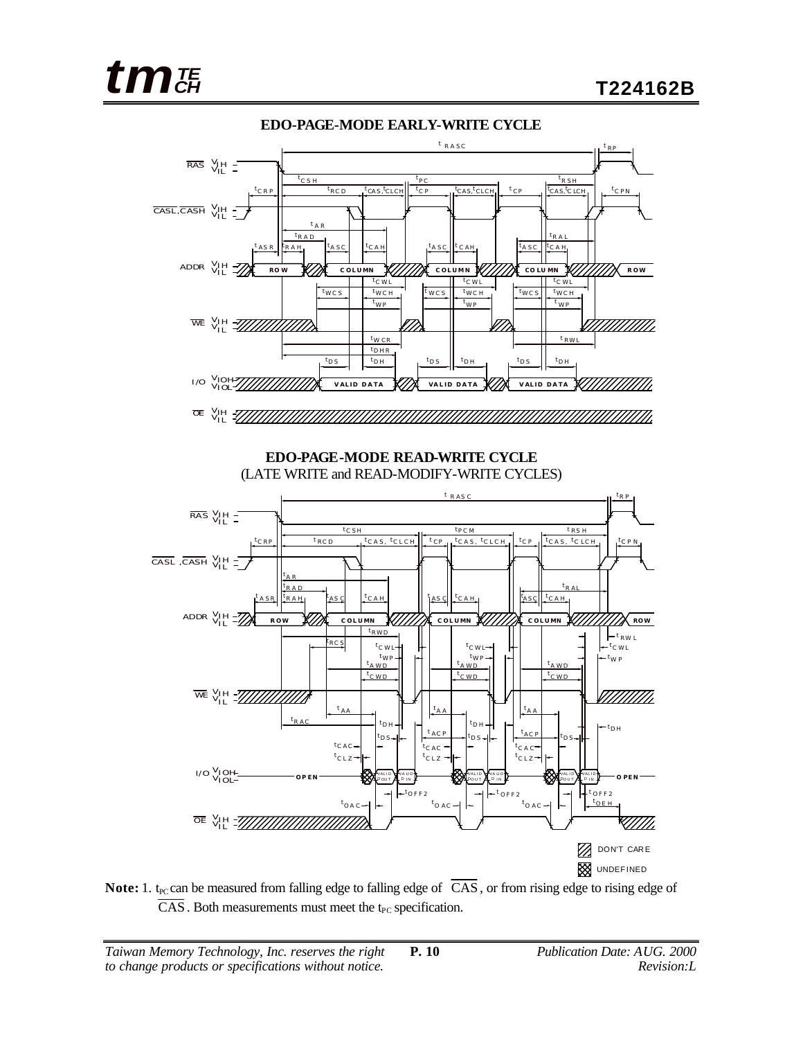## EDO-PAGE-MODE EARLY-WRITE CYCLE

$t_{RASC}$ $t_{RP}$

$\overline{RAS}$ $V_{IH}$ $V_{IL}$

$t_{CSH}$ $t_{PC}$ $t_{RSH}$

$t_{CRP}$ $t_{RCD}$ $t_{CAS}$, $t_{CLCH}$ $t_{CP}$ $t_{CAS}$, $t_{CLCH}$ $t_{CP}$ $t_{CAS}$, $t_{CLCH}$ $t_{CPN}$

$\overline{CASL}$, $\overline{CASH}$ $V_{IH}$ $V_{IL}$

$t_{AR}$ $t_{RAD}$ $t_{RAL}$

$t_{ASR}$ $t_{RAH}$ $t_{ASC}$ $t_{CAH}$ $t_{ASC}$ $t_{CAH}$ $t_{ASC}$ $t_{CAH}$

ADDR $V_{IH}$ $V_{IL}$ ROW COLUMN COLUMN COLUMN ROW

$t_{CWL}$ $t_{CWL}$ $t_{CWL}$

$t_{WCS}$ $t_{WCH}$ $t_{WCS}$ $t_{WCH}$ $t_{WCS}$ $t_{WCH}$

$t_{WP}$ $t_{WP}$ $t_{WP}$

$\overline{WE}$ $V_{IH}$ $V_{IL}$

$t_{WCR}$ $t_{RWL}$

$t_{DHR}$

$t_{DS}$ $t_{DH}$ $t_{DS}$ $t_{DH}$ $t_{DS}$ $t_{DH}$

I/O $V_{IOH}$ $V_{IOL}$ VALID DATA VALID DATA VALID DATA

$\overline{OE}$ $V_{IH}$ $V_{IL}$

## EDO-PAGE-MODE READ-WRITE CYCLE

(LATE WRITE and READ-MODIFY-WRITE CYCLES)

$t_{RASC}$ $t_{RP}$

$\overline{RAS}$ $V_{IH}$ $V_{IL}$

$t_{CSH}$ $t_{PCM}$ $t_{RSH}$

$t_{CRP}$ $t_{RCD}$ $t_{CAS}$, $t_{CLCH}$ $t_{CP}$ $t_{CAS}$, $t_{CLCH}$ $t_{CP}$ $t_{CAS}$, $t_{CLCH}$ $t_{CPN}$

$\overline{CASL}$, $\overline{CASH}$ $V_{IH}$ $V_{IL}$

$t_{AR}$ $t_{RAD}$ $t_{RAL}$

$t_{ASR}$ $t_{RAH}$ $t_{ASC}$ $t_{CAH}$ $t_{ASC}$ $t_{CAH}$ $t_{ASC}$ $t_{CAH}$

ADDR $V_{IH}$ $V_{IL}$ ROW COLUMN COLUMN COLUMN ROW

$t_{RWD}$ $t_{RWL}$

$t_{RCS}$ $t_{CWL}$ $t_{CWL}$ $t_{CWL}$

$t_{WP}$ $t_{WP}$ $t_{WP}$

$t_{AWD}$ $t_{AWD}$ $t_{AWD}$

$t_{CWD}$ $t_{CWD}$ $t_{CWD}$

$\overline{WE}$ $V_{IH}$ $V_{IL}$

$t_{AA}$ $t_{AA}$ $t_{AA}$

$t_{RAC}$ $t_{DH}$ $t_{DH}$ $t_{DH}$

$t_{DS}$ $t_{ACP}$ $t_{DS}$ $t_{ACP}$ $t_{DS}$

$t_{CAC}$ $t_{CAC}$ $t_{CAC}$

$t_{CLZ}$ $t_{CLZ}$ $t_{CLZ}$

I/O $V_{IOH}$ $V_{IOL}$ OPEN VALID DOUT VALID DIN VALID DOUT VALID DIN VALID DOUT VALID DIN OPEN

$t_{OFF2}$ $t_{OFF2}$ $t_{OFF2}$

$t_{OAC}$ $t_{OAC}$ $t_{OAC}$ $t_{OEH}$

$\overline{OE}$ $V_{IH}$ $V_{IL}$

DON'T CARE

UNDEFINED

**Note:** 1. $t_{PC}$ can be measured from falling edge to falling edge of $\overline{CAS}$, or from rising edge to rising edge of $\overline{CAS}$. Both measurements must meet the $t_{PC}$ specification.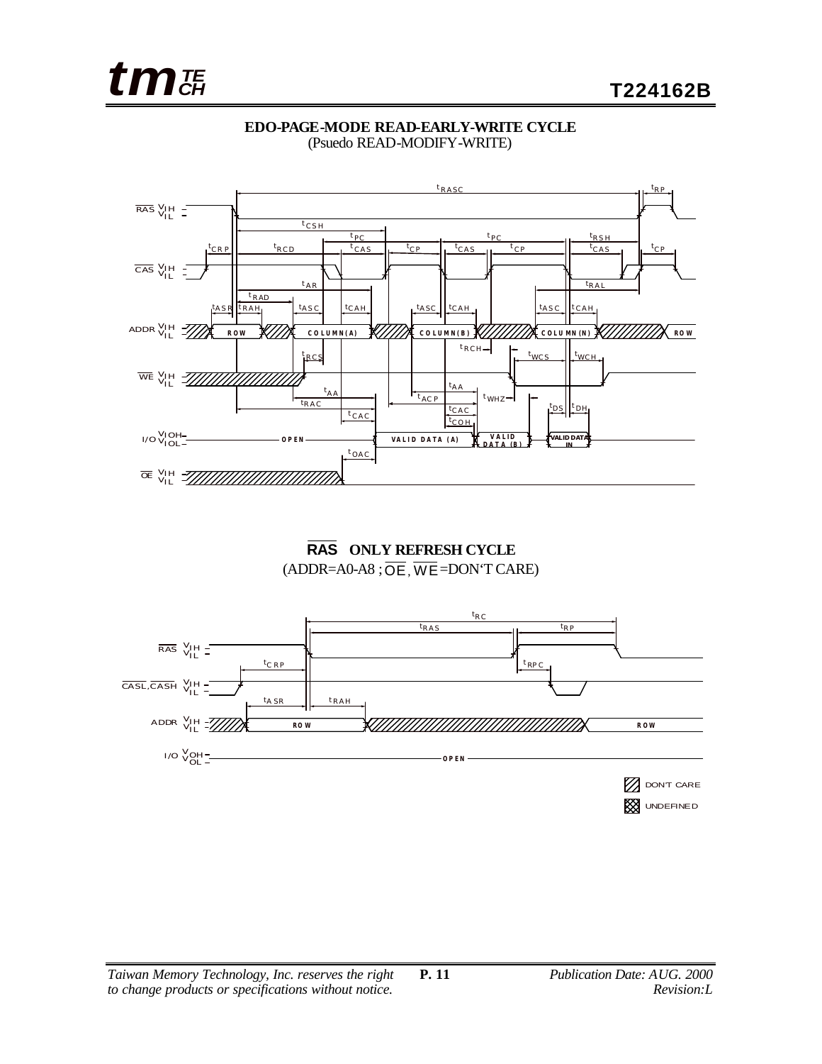## EDO-PAGE-MODE READ-EARLY-WRITE CYCLE

(Psuedo READ-MODIFY-WRITE)

$t_{RASC}$ $t_{RP}$ $t_{CSH}$ $t_{PC}$ $t_{PC}$ $t_{RSH}$ $t_{CRP}$ $t_{RCD}$ $t_{CAS}$ $t_{CP}$ $t_{CAS}$ $t_{CP}$ $t_{CAS}$ $t_{CP}$

$\overline{RAS}$ $V_{IH}$ $V_{IL}$

$\overline{CAS}$ $V_{IH}$ $V_{IL}$

$t_{AR}$ $t_{RAL}$ $t_{RAD}$ $t_{ASR}$ $t_{RAH}$ $t_{ASC}$ $t_{CAH}$ $t_{ASC}$ $t_{CAH}$ $t_{ASC}$ $t_{CAH}$

ADDR $V_{IH}$ $V_{IL}$ ROW COLUMN(A) COLUMN(B) COLUMN(N) ROW

$t_{RCS}$ $t_{RCH}$ $t_{WCS}$ $t_{WCH}$

$\overline{WE}$ $V_{IH}$ $V_{IL}$

$t_{AA}$ $t_{AA}$ $t_{RAC}$ $t_{ACP}$ $t_{WHZ}$ $t_{CAC}$ $t_{CAC}$ $t_{DS}$ $t_{DH}$ $t_{COH}$

I/O $V_{IOH}$ $V_{IOL}$ OPEN VALID DATA (A) VALID DATA (B) VALID DATA IN

$t_{OAC}$

$\overline{OE}$ $V_{IH}$ $V_{IL}$

## $\overline{RAS}$ ONLY REFRESH CYCLE

(ADDR=A0-A8 ; $\overline{OE}$, $\overline{WE}$=DON'T CARE)

$t_{RC}$ $t_{RAS}$ $t_{RP}$

$\overline{RAS}$ $V_{IH}$ $V_{IL}$

$t_{CRP}$ $t_{RPC}$

$\overline{CASL}$,$\overline{CASH}$ $V_{IH}$ $V_{IL}$

$t_{ASR}$ $t_{RAH}$

ADDR $V_{IH}$ $V_{IL}$ ROW ROW

I/O $V_{OH}$ $V_{OL}$ OPEN

DON'T CARE

UNDEFINED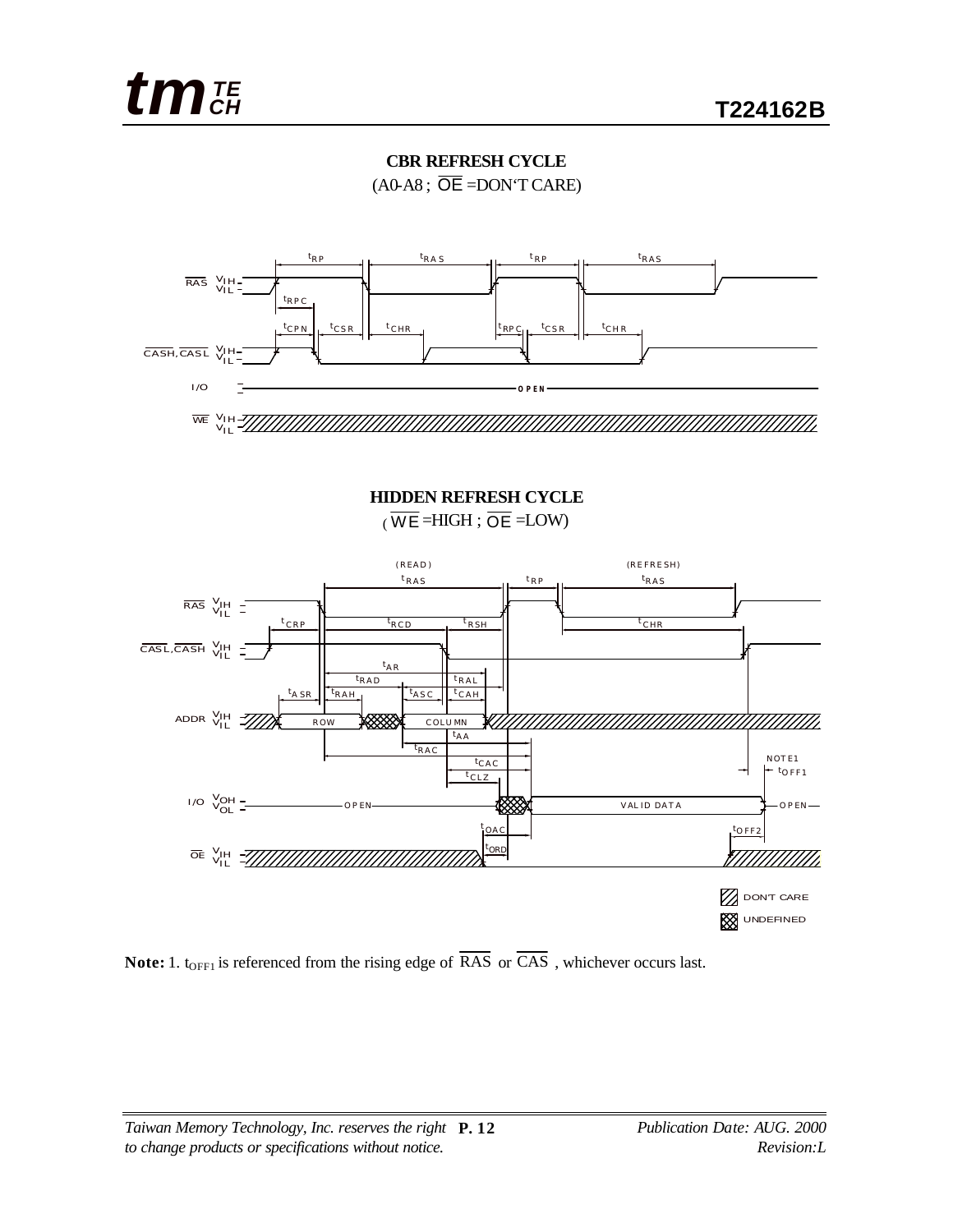## CBR REFRESH CYCLE

(A0-A8 ; $\overline{OE}$ =DON'T CARE)

$t_{RP}$ $t_{RAS}$ $t_{RP}$ $t_{RAS}$

$\overline{RAS}$ $V_{IH}$ $V_{IL}$

$t_{RPC}$

$t_{CPN}$ $t_{CSR}$ $t_{CHR}$ $t_{RPC}$ $t_{CSR}$ $t_{CHR}$

$\overline{CASH}$, $\overline{CASL}$ $V_{IH}$ $V_{IL}$

I/O OPEN

$\overline{WE}$ $V_{IH}$ $V_{IL}$

## HIDDEN REFRESH CYCLE

( $\overline{WE}$ =HIGH ; $\overline{OE}$ =LOW)

(READ) (REFRESH)

$t_{RAS}$ $t_{RP}$ $t_{RAS}$

$\overline{RAS}$ $V_{IH}$ $V_{IL}$

$t_{CRP}$ $t_{RCD}$ $t_{RSH}$ $t_{CHR}$

$\overline{CASL}$, $\overline{CASH}$ $V_{IH}$ $V_{IL}$

$t_{AR}$ $t_{RAD}$ $t_{RAL}$ $t_{ASR}$ $t_{RAH}$ $t_{ASC}$ $t_{CAH}$

ADDR $V_{IH}$ $V_{IL}$ ROW COLUMN

$t_{AA}$ $t_{RAC}$ $t_{CAC}$ $t_{CLZ}$

NOTE1 $t_{OFF1}$

I/O $V_{OH}$ $V_{OL}$ OPEN VALID DATA OPEN

$t_{OAC}$ $t_{OFF2}$ $t_{ORD}$

$\overline{OE}$ $V_{IH}$ $V_{IL}$

DON'T CARE

UNDEFINED

**Note:** 1. $t_{OFF1}$ is referenced from the rising edge of $\overline{RAS}$ or $\overline{CAS}$ , whichever occurs last.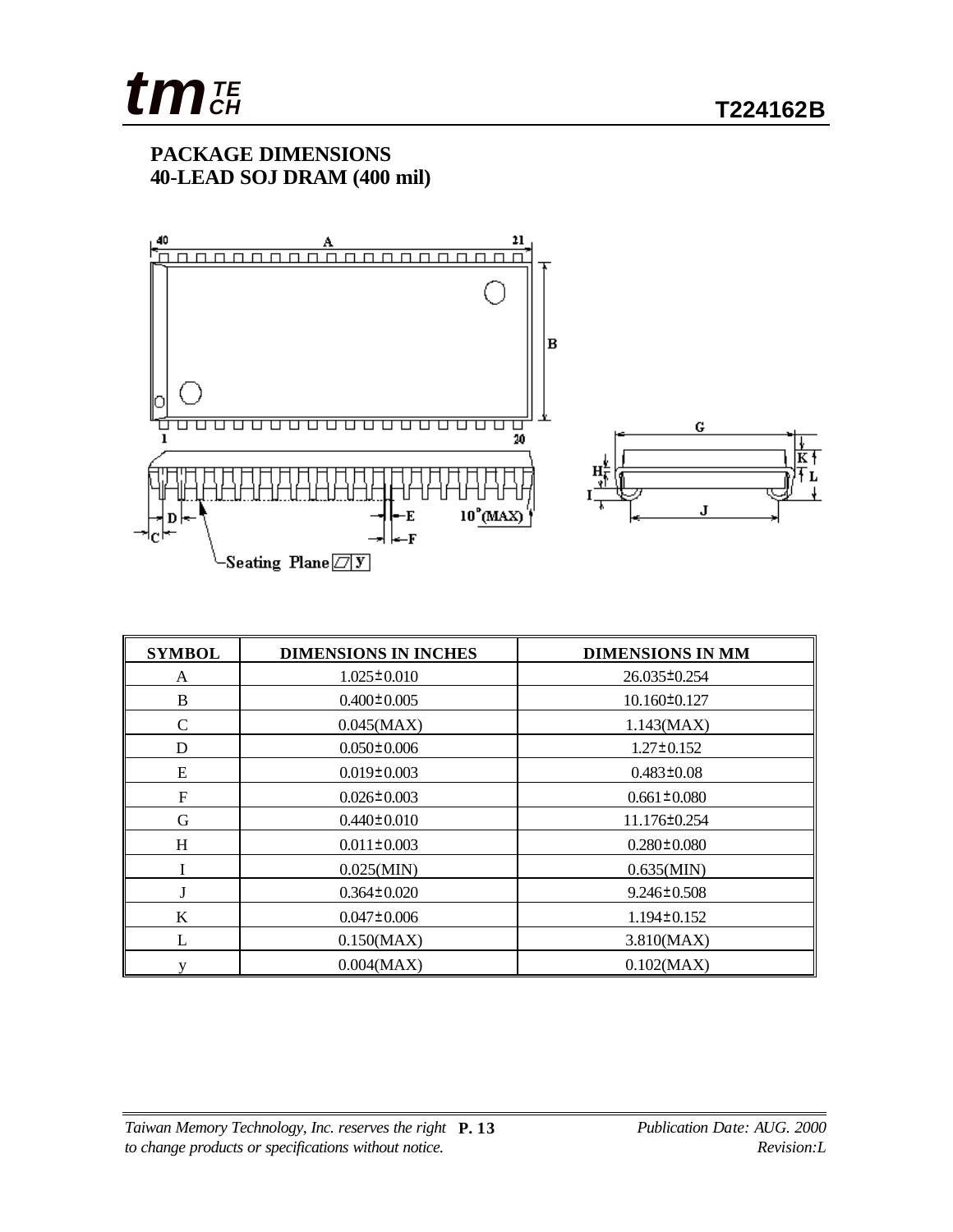## PACKAGE DIMENSIONS
## 40-LEAD SOJ DRAM (400 mil)

40 A 21

B

1 20

G

H K L

I J

D E

C F

10°(MAX)

Seating Plane y

| SYMBOL | DIMENSIONS IN INCHES | DIMENSIONS IN MM |
|---|---|---|
| A | 1.025±0.010 | 26.035±0.254 |
| B | 0.400±0.005 | 10.160±0.127 |
| C | 0.045(MAX) | 1.143(MAX) |
| D | 0.050±0.006 | 1.27±0.152 |
| E | 0.019±0.003 | 0.483±0.08 |
| F | 0.026±0.003 | 0.661±0.080 |
| G | 0.440±0.010 | 11.176±0.254 |
| H | 0.011±0.003 | 0.280±0.080 |
| I | 0.025(MIN) | 0.635(MIN) |
| J | 0.364±0.020 | 9.246±0.508 |
| K | 0.047±0.006 | 1.194±0.152 |
| L | 0.150(MAX) | 3.810(MAX) |
| y | 0.004(MAX) | 0.102(MAX) |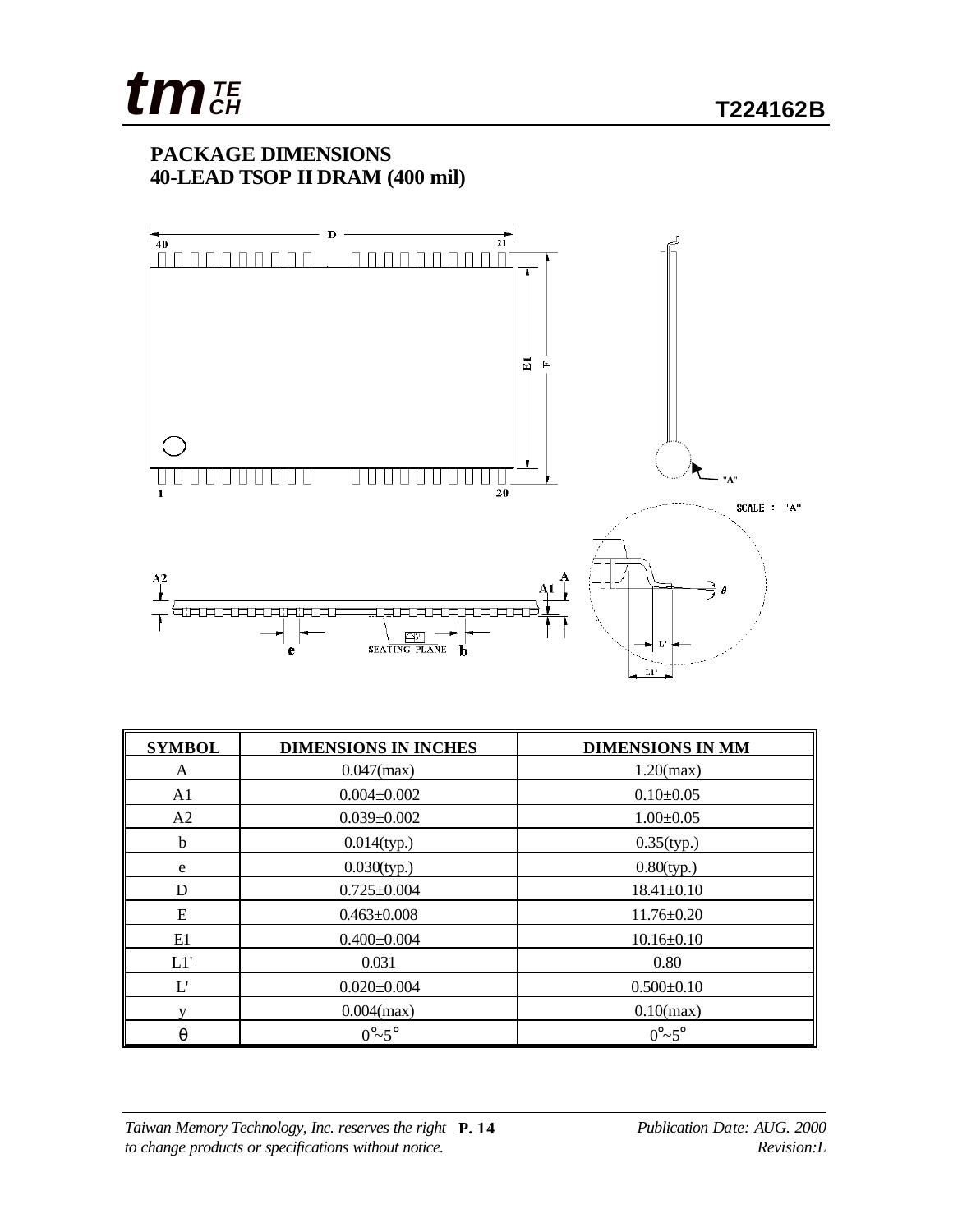## PACKAGE DIMENSIONS
## 40-LEAD TSOP II DRAM (400 mil)

| SYMBOL | DIMENSIONS IN INCHES | DIMENSIONS IN MM |
|---|---|---|
| A | 0.047(max) | 1.20(max) |
| A1 | 0.004±0.002 | 0.10±0.05 |
| A2 | 0.039±0.002 | 1.00±0.05 |
| b | 0.014(typ.) | 0.35(typ.) |
| e | 0.030(typ.) | 0.80(typ.) |
| D | 0.725±0.004 | 18.41±0.10 |
| E | 0.463±0.008 | 11.76±0.20 |
| E1 | 0.400±0.004 | 10.16±0.10 |
| L1' | 0.031 | 0.80 |
| L' | 0.020±0.004 | 0.500±0.10 |
| y | 0.004(max) | 0.10(max) |
| θ | 0°~5° | 0°~5° |

*Taiwan Memory Technology, Inc. reserves the right to change products or specifications without notice.*

*Publication Date: AUG. 2000*
*Revision:L*